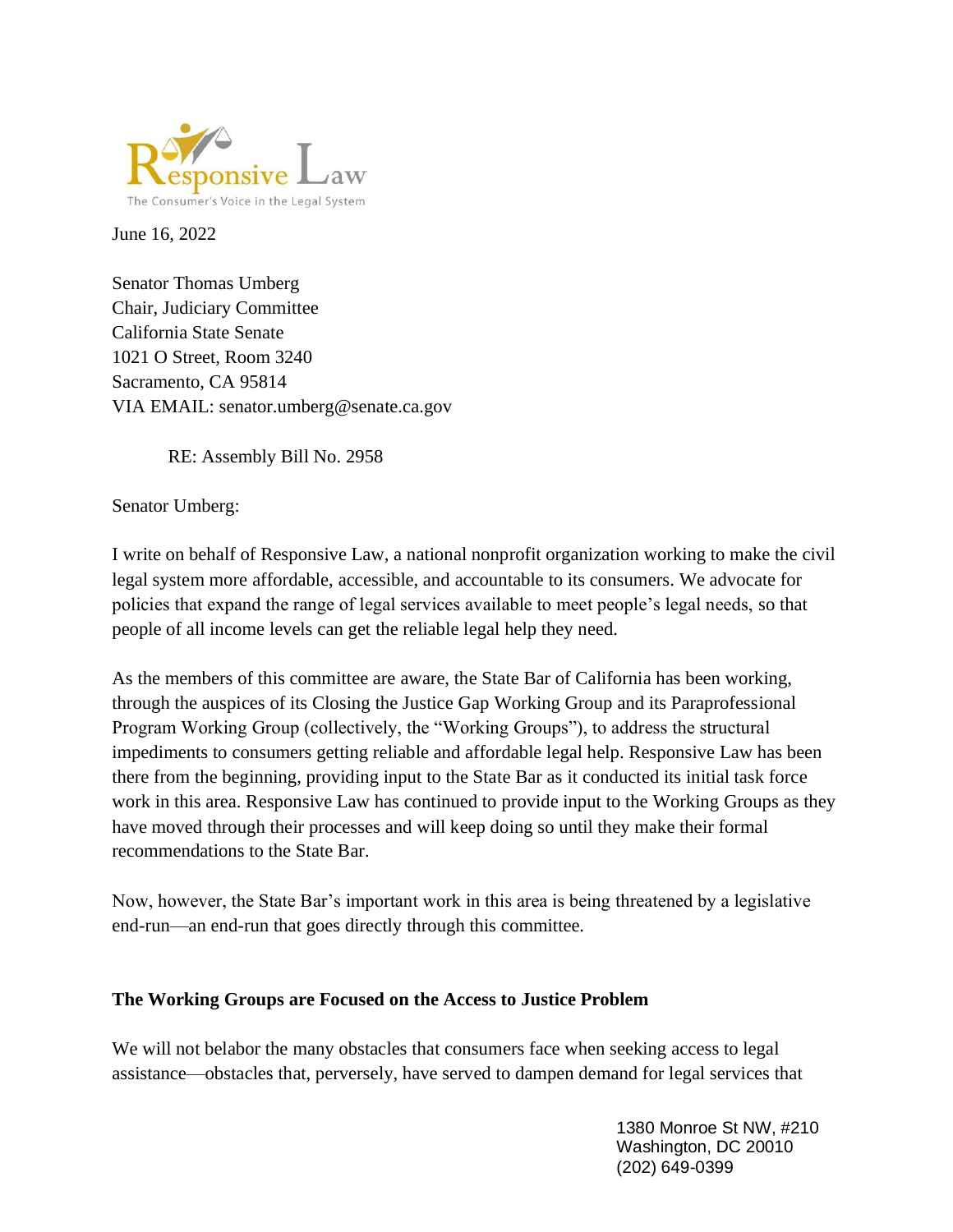Responsive Law

The Consumer's Voice in the Legal System

June 16, 2022

Senator Thomas Umberg
Chair, Judiciary Committee
California State Senate
1021 O Street, Room 3240
Sacramento, CA 95814
VIA EMAIL: senator.umberg@senate.ca.gov

RE: Assembly Bill No. 2958

Senator Umberg:

I write on behalf of Responsive Law, a national nonprofit organization working to make the civil legal system more affordable, accessible, and accountable to its consumers. We advocate for policies that expand the range of legal services available to meet people's legal needs, so that people of all income levels can get the reliable legal help they need.

As the members of this committee are aware, the State Bar of California has been working, through the auspices of its Closing the Justice Gap Working Group and its Paraprofessional Program Working Group (collectively, the "Working Groups"), to address the structural impediments to consumers getting reliable and affordable legal help. Responsive Law has been there from the beginning, providing input to the State Bar as it conducted its initial task force work in this area. Responsive Law has continued to provide input to the Working Groups as they have moved through their processes and will keep doing so until they make their formal recommendations to the State Bar.

Now, however, the State Bar's important work in this area is being threatened by a legislative end-run—an end-run that goes directly through this committee.

**The Working Groups are Focused on the Access to Justice Problem**

We will not belabor the many obstacles that consumers face when seeking access to legal assistance—obstacles that, perversely, have served to dampen demand for legal services that

1380 Monroe St NW, #210
Washington, DC 20010
(202) 649-0399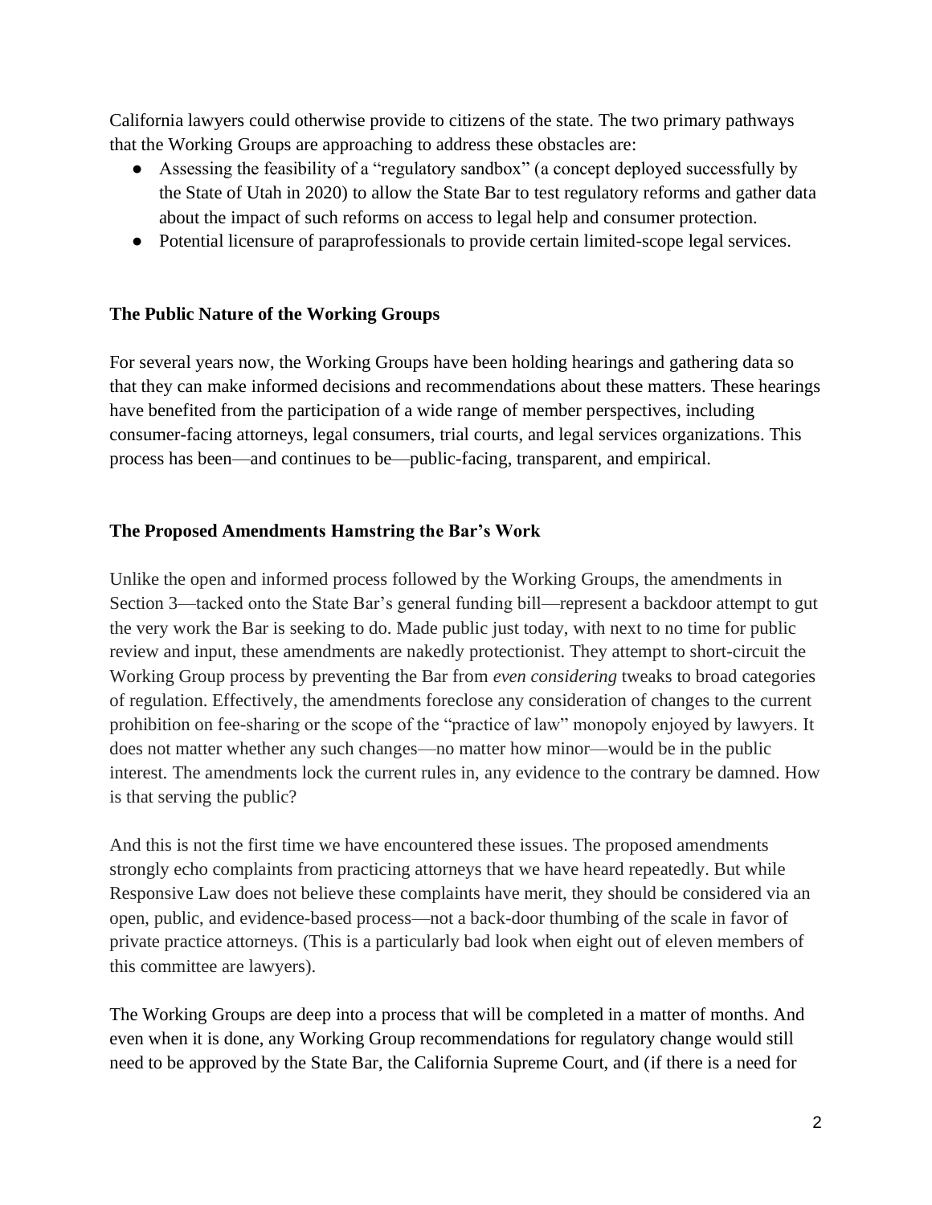California lawyers could otherwise provide to citizens of the state. The two primary pathways that the Working Groups are approaching to address these obstacles are:

- Assessing the feasibility of a "regulatory sandbox" (a concept deployed successfully by the State of Utah in 2020) to allow the State Bar to test regulatory reforms and gather data about the impact of such reforms on access to legal help and consumer protection.
- Potential licensure of paraprofessionals to provide certain limited-scope legal services.

### The Public Nature of the Working Groups

For several years now, the Working Groups have been holding hearings and gathering data so that they can make informed decisions and recommendations about these matters. These hearings have benefited from the participation of a wide range of member perspectives, including consumer-facing attorneys, legal consumers, trial courts, and legal services organizations. This process has been—and continues to be—public-facing, transparent, and empirical.

### The Proposed Amendments Hamstring the Bar's Work

Unlike the open and informed process followed by the Working Groups, the amendments in Section 3—tacked onto the State Bar's general funding bill—represent a backdoor attempt to gut the very work the Bar is seeking to do. Made public just today, with next to no time for public review and input, these amendments are nakedly protectionist. They attempt to short-circuit the Working Group process by preventing the Bar from *even considering* tweaks to broad categories of regulation. Effectively, the amendments foreclose any consideration of changes to the current prohibition on fee-sharing or the scope of the "practice of law" monopoly enjoyed by lawyers. It does not matter whether any such changes—no matter how minor—would be in the public interest. The amendments lock the current rules in, any evidence to the contrary be damned. How is that serving the public?

And this is not the first time we have encountered these issues. The proposed amendments strongly echo complaints from practicing attorneys that we have heard repeatedly. But while Responsive Law does not believe these complaints have merit, they should be considered via an open, public, and evidence-based process—not a back-door thumbing of the scale in favor of private practice attorneys. (This is a particularly bad look when eight out of eleven members of this committee are lawyers).

The Working Groups are deep into a process that will be completed in a matter of months. And even when it is done, any Working Group recommendations for regulatory change would still need to be approved by the State Bar, the California Supreme Court, and (if there is a need for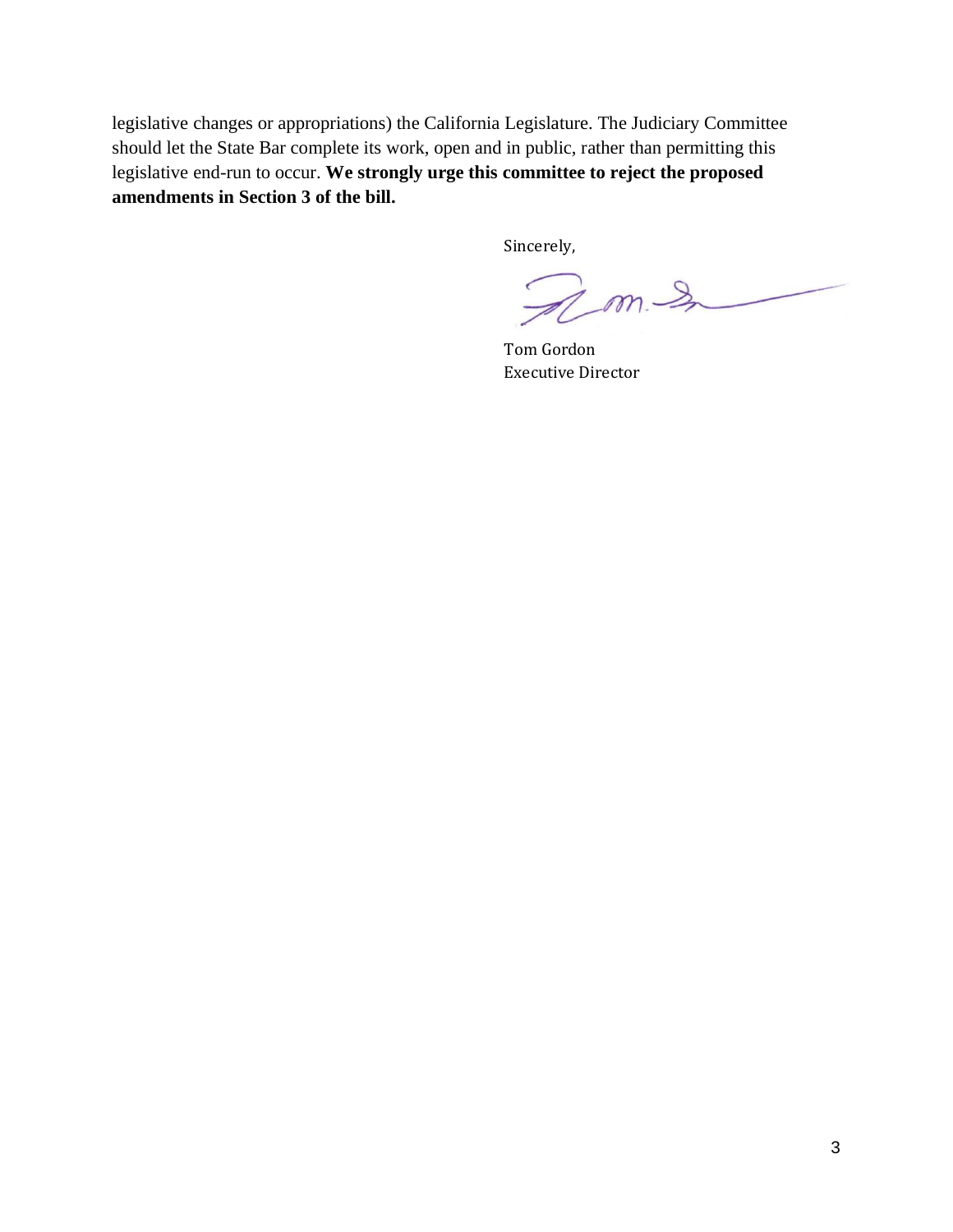legislative changes or appropriations) the California Legislature. The Judiciary Committee should let the State Bar complete its work, open and in public, rather than permitting this legislative end-run to occur. **We strongly urge this committee to reject the proposed amendments in Section 3 of the bill.**

Sincerely,

Tom Gordon
Executive Director